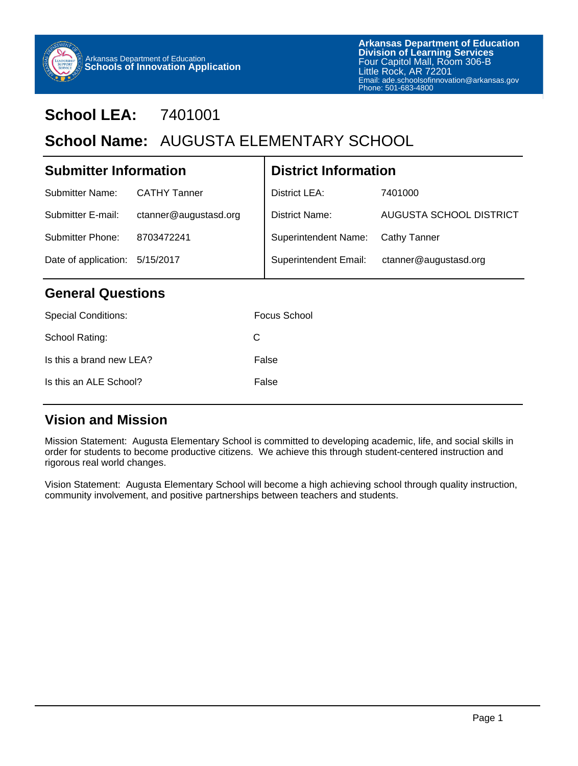Arkansas Department of Education
**Schools of Innovation Application**

**Arkansas Department of Education**
**Division of Learning Services**
Four Capitol Mall, Room 306-B
Little Rock, AR 72201
Email: ade.schoolsofinnovation@arkansas.gov
Phone: 501-683-4800

# School LEA: 7401001

# School Name: AUGUSTA ELEMENTARY SCHOOL

## Submitter Information

| | |
|---|---|
| Submitter Name: | CATHY Tanner |
| Submitter E-mail: | ctanner@augustasd.org |
| Submitter Phone: | 8703472241 |
| Date of application: | 5/15/2017 |

## District Information

| | |
|---|---|
| District LEA: | 7401000 |
| District Name: | AUGUSTA SCHOOL DISTRICT |
| Superintendent Name: | Cathy Tanner |
| Superintendent Email: | ctanner@augustasd.org |

## General Questions

| | |
|---|---|
| Special Conditions: | Focus School |
| School Rating: | C |
| Is this a brand new LEA? | False |
| Is this an ALE School? | False |

## Vision and Mission

Mission Statement: Augusta Elementary School is committed to developing academic, life, and social skills in order for students to become productive citizens. We achieve this through student-centered instruction and rigorous real world changes.

Vision Statement: Augusta Elementary School will become a high achieving school through quality instruction, community involvement, and positive partnerships between teachers and students.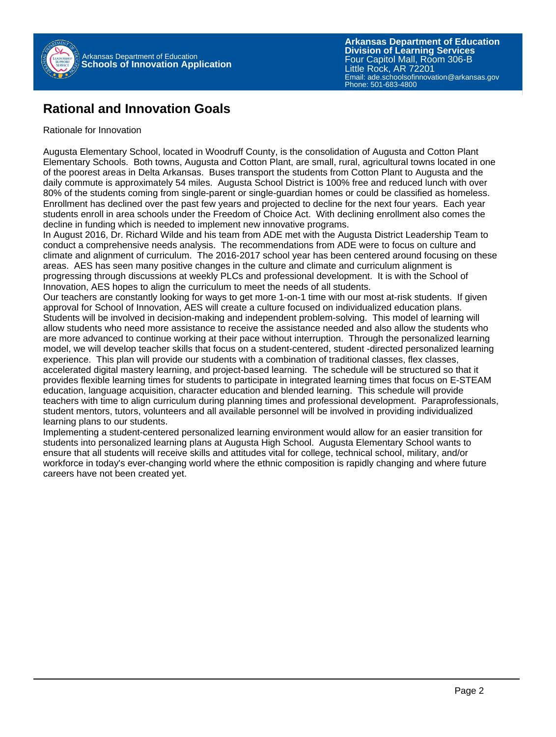## Rational and Innovation Goals

Rationale for Innovation

Augusta Elementary School, located in Woodruff County, is the consolidation of Augusta and Cotton Plant Elementary Schools. Both towns, Augusta and Cotton Plant, are small, rural, agricultural towns located in one of the poorest areas in Delta Arkansas. Buses transport the students from Cotton Plant to Augusta and the daily commute is approximately 54 miles. Augusta School District is 100% free and reduced lunch with over 80% of the students coming from single-parent or single-guardian homes or could be classified as homeless. Enrollment has declined over the past few years and projected to decline for the next four years. Each year students enroll in area schools under the Freedom of Choice Act. With declining enrollment also comes the decline in funding which is needed to implement new innovative programs.

In August 2016, Dr. Richard Wilde and his team from ADE met with the Augusta District Leadership Team to conduct a comprehensive needs analysis. The recommendations from ADE were to focus on culture and climate and alignment of curriculum. The 2016-2017 school year has been centered around focusing on these areas. AES has seen many positive changes in the culture and climate and curriculum alignment is progressing through discussions at weekly PLCs and professional development. It is with the School of Innovation, AES hopes to align the curriculum to meet the needs of all students.

Our teachers are constantly looking for ways to get more 1-on-1 time with our most at-risk students. If given approval for School of Innovation, AES will create a culture focused on individualized education plans. Students will be involved in decision-making and independent problem-solving. This model of learning will allow students who need more assistance to receive the assistance needed and also allow the students who are more advanced to continue working at their pace without interruption. Through the personalized learning model, we will develop teacher skills that focus on a student-centered, student -directed personalized learning experience. This plan will provide our students with a combination of traditional classes, flex classes, accelerated digital mastery learning, and project-based learning. The schedule will be structured so that it provides flexible learning times for students to participate in integrated learning times that focus on E-STEAM education, language acquisition, character education and blended learning. This schedule will provide teachers with time to align curriculum during planning times and professional development. Paraprofessionals, student mentors, tutors, volunteers and all available personnel will be involved in providing individualized learning plans to our students.

Implementing a student-centered personalized learning environment would allow for an easier transition for students into personalized learning plans at Augusta High School. Augusta Elementary School wants to ensure that all students will receive skills and attitudes vital for college, technical school, military, and/or workforce in today's ever-changing world where the ethnic composition is rapidly changing and where future careers have not been created yet.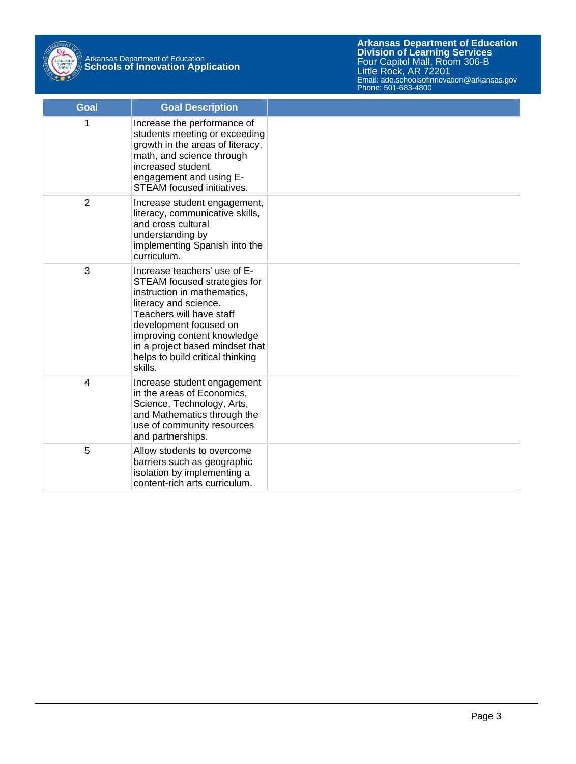| Goal | Goal Description | |
|---|---|---|
| 1 | Increase the performance of students meeting or exceeding growth in the areas of literacy, math, and science through increased student engagement and using E-STEAM focused initiatives. | |
| 2 | Increase student engagement, literacy, communicative skills, and cross cultural understanding by implementing Spanish into the curriculum. | |
| 3 | Increase teachers' use of E-STEAM focused strategies for instruction in mathematics, literacy and science. Teachers will have staff development focused on improving content knowledge in a project based mindset that helps to build critical thinking skills. | |
| 4 | Increase student engagement in the areas of Economics, Science, Technology, Arts, and Mathematics through the use of community resources and partnerships. | |
| 5 | Allow students to overcome barriers such as geographic isolation by implementing a content-rich arts curriculum. | |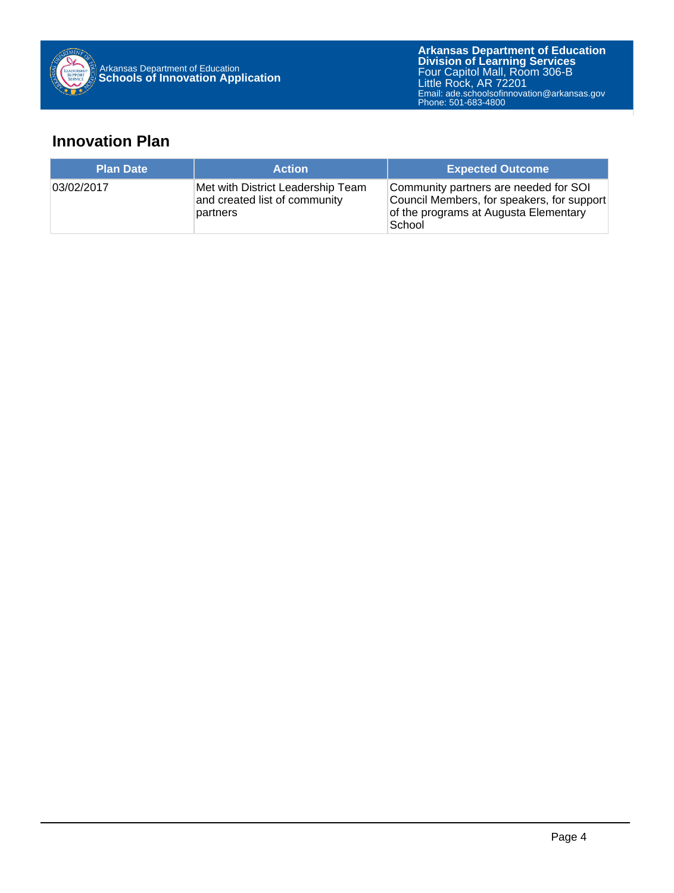## Innovation Plan

| Plan Date | Action | Expected Outcome |
| --- | --- | --- |
| 03/02/2017 | Met with District Leadership Team and created list of community partners | Community partners are needed for SOI Council Members, for speakers, for support of the programs at Augusta Elementary School |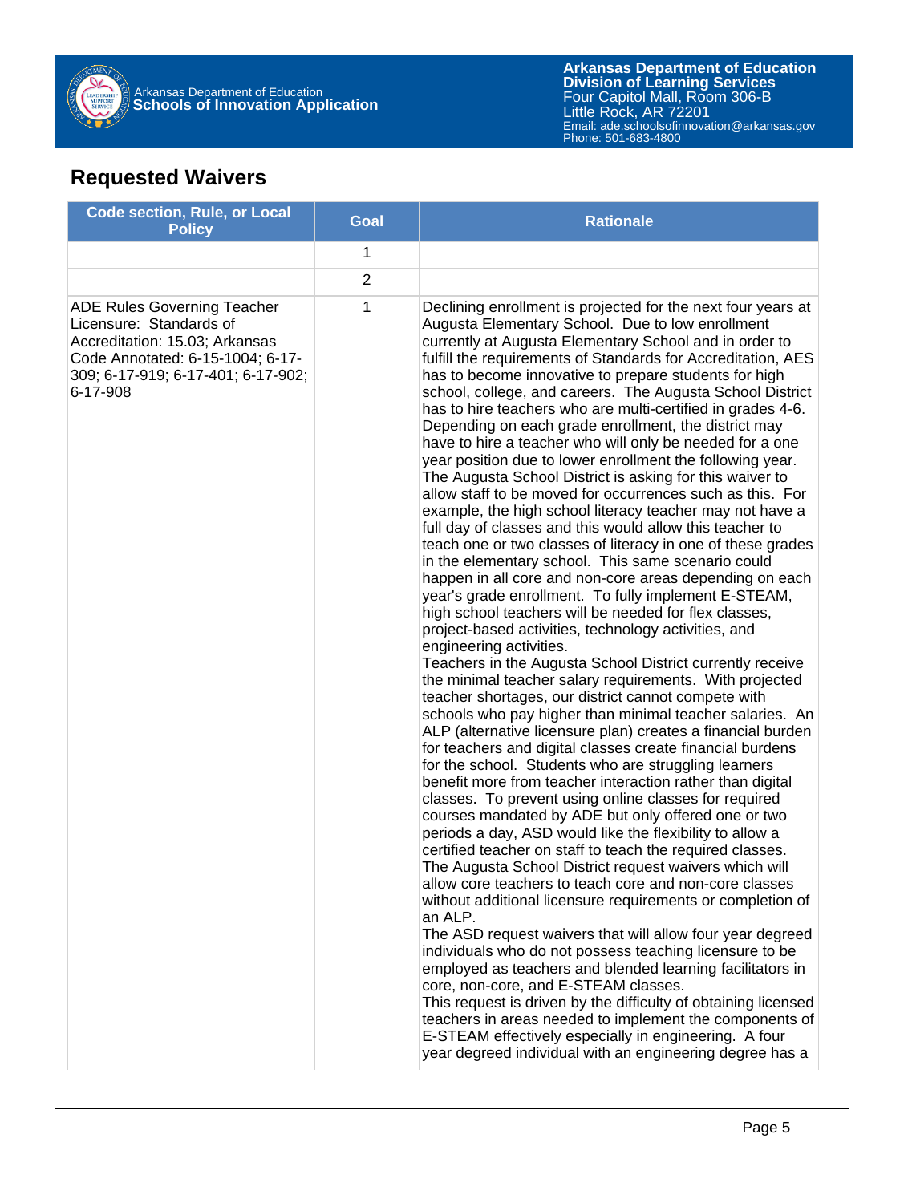## Requested Waivers

| Code section, Rule, or Local Policy | Goal | Rationale |
|---|---|---|
| | 1 | |
| | 2 | |
| ADE Rules Governing Teacher Licensure: Standards of Accreditation: 15.03; Arkansas Code Annotated: 6-15-1004; 6-17-309; 6-17-919; 6-17-401; 6-17-902; 6-17-908 | 1 | Declining enrollment is projected for the next four years at Augusta Elementary School. Due to low enrollment currently at Augusta Elementary School and in order to fulfill the requirements of Standards for Accreditation, AES has to become innovative to prepare students for high school, college, and careers. The Augusta School District has to hire teachers who are multi-certified in grades 4-6. Depending on each grade enrollment, the district may have to hire a teacher who will only be needed for a one year position due to lower enrollment the following year. The Augusta School District is asking for this waiver to allow staff to be moved for occurrences such as this. For example, the high school literacy teacher may not have a full day of classes and this would allow this teacher to teach one or two classes of literacy in one of these grades in the elementary school. This same scenario could happen in all core and non-core areas depending on each year's grade enrollment. To fully implement E-STEAM, high school teachers will be needed for flex classes, project-based activities, technology activities, and engineering activities.<br>Teachers in the Augusta School District currently receive the minimal teacher salary requirements. With projected teacher shortages, our district cannot compete with schools who pay higher than minimal teacher salaries. An ALP (alternative licensure plan) creates a financial burden for teachers and digital classes create financial burdens for the school. Students who are struggling learners benefit more from teacher interaction rather than digital classes. To prevent using online classes for required courses mandated by ADE but only offered one or two periods a day, ASD would like the flexibility to allow a certified teacher on staff to teach the required classes. The Augusta School District request waivers which will allow core teachers to teach core and non-core classes without additional licensure requirements or completion of an ALP.<br>The ASD request waivers that will allow four year degreed individuals who do not possess teaching licensure to be employed as teachers and blended learning facilitators in core, non-core, and E-STEAM classes.<br>This request is driven by the difficulty of obtaining licensed teachers in areas needed to implement the components of E-STEAM effectively especially in engineering. A four year degreed individual with an engineering degree has a |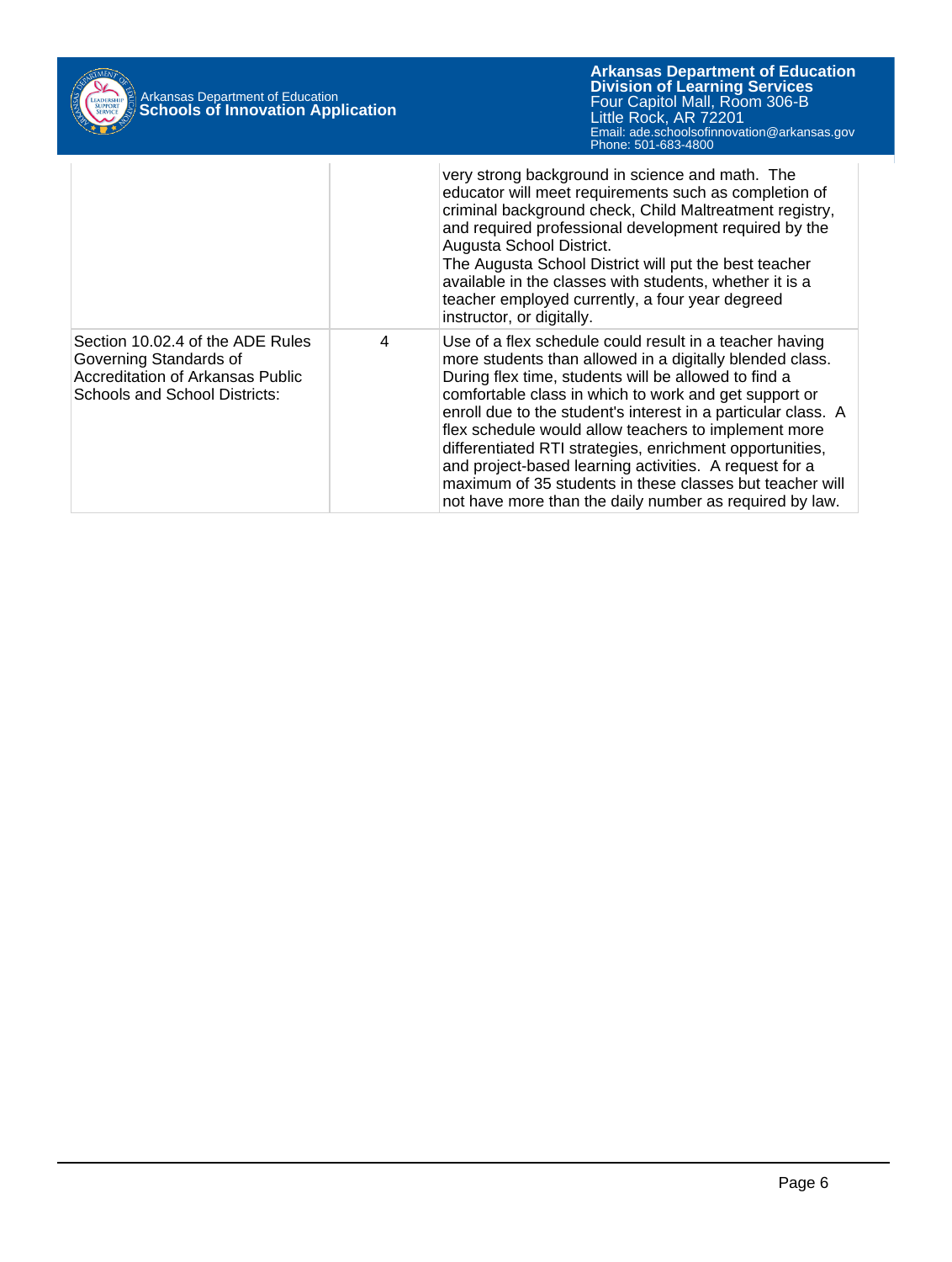| | | |
|---|---|---|
| | | very strong background in science and math. The educator will meet requirements such as completion of criminal background check, Child Maltreatment registry, and required professional development required by the Augusta School District.<br>The Augusta School District will put the best teacher available in the classes with students, whether it is a teacher employed currently, a four year degreed instructor, or digitally. |
| Section 10.02.4 of the ADE Rules Governing Standards of Accreditation of Arkansas Public Schools and School Districts: | 4 | Use of a flex schedule could result in a teacher having more students than allowed in a digitally blended class. During flex time, students will be allowed to find a comfortable class in which to work and get support or enroll due to the student's interest in a particular class. A flex schedule would allow teachers to implement more differentiated RTI strategies, enrichment opportunities, and project-based learning activities. A request for a maximum of 35 students in these classes but teacher will not have more than the daily number as required by law. |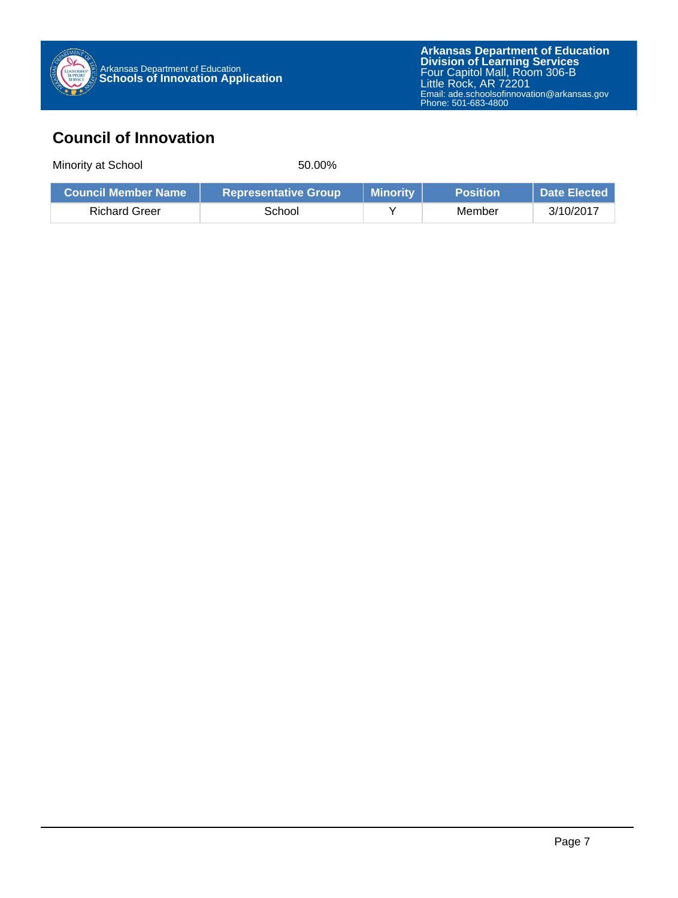## Council of Innovation

Minority at School 50.00%

| Council Member Name | Representative Group | Minority | Position | Date Elected |
|---|---|---|---|---|
| Richard Greer | School | Y | Member | 3/10/2017 |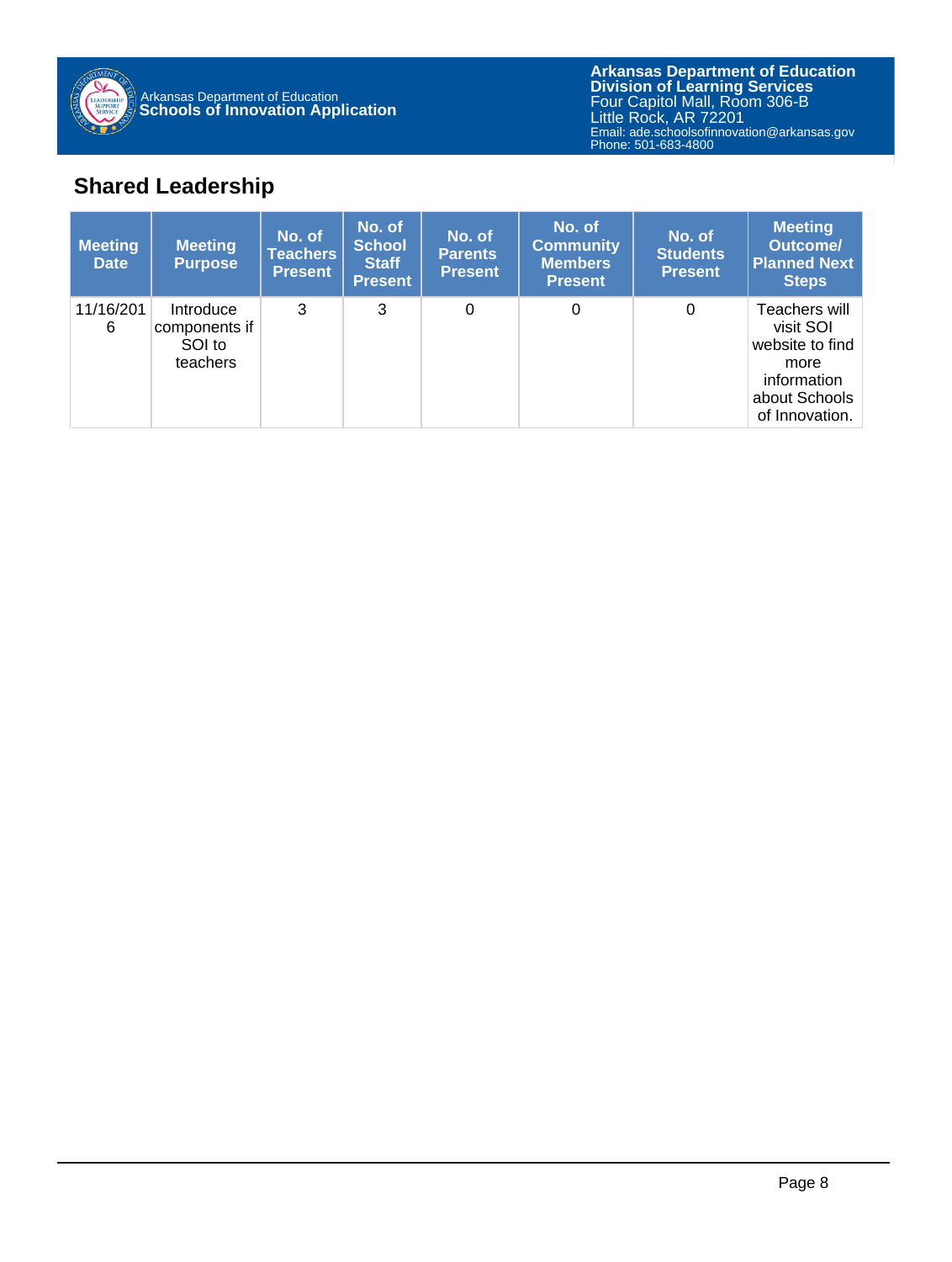## Shared Leadership

| Meeting Date | Meeting Purpose | No. of Teachers Present | No. of School Staff Present | No. of Parents Present | No. of Community Members Present | No. of Students Present | Meeting Outcome/ Planned Next Steps |
|---|---|---|---|---|---|---|---|
| 11/16/2016 | Introduce components if SOI to teachers | 3 | 3 | 0 | 0 | 0 | Teachers will visit SOI website to find more information about Schools of Innovation. |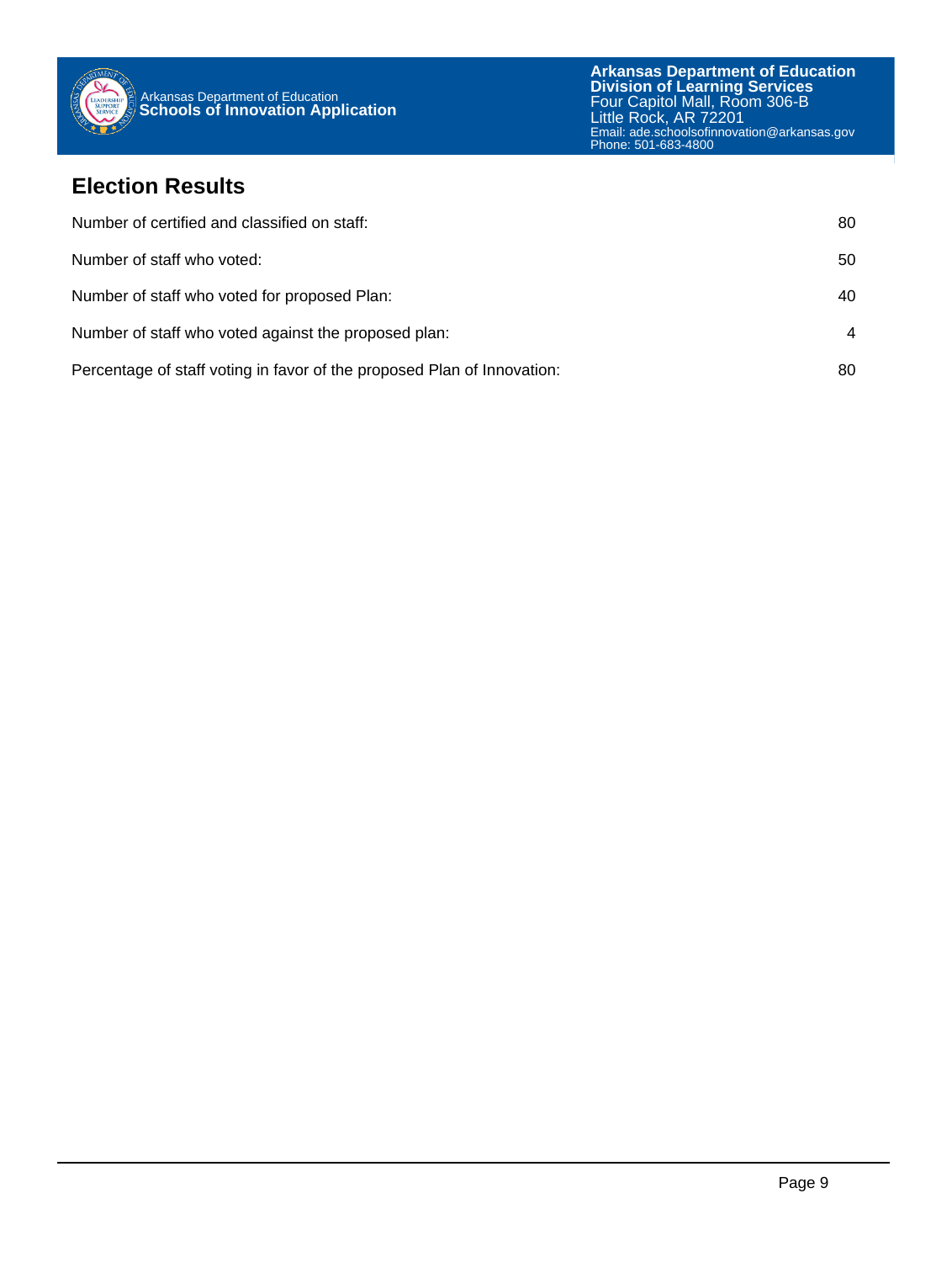## Election Results

| | |
|---|---|
| Number of certified and classified on staff: | 80 |
| Number of staff who voted: | 50 |
| Number of staff who voted for proposed Plan: | 40 |
| Number of staff who voted against the proposed plan: | 4 |
| Percentage of staff voting in favor of the proposed Plan of Innovation: | 80 |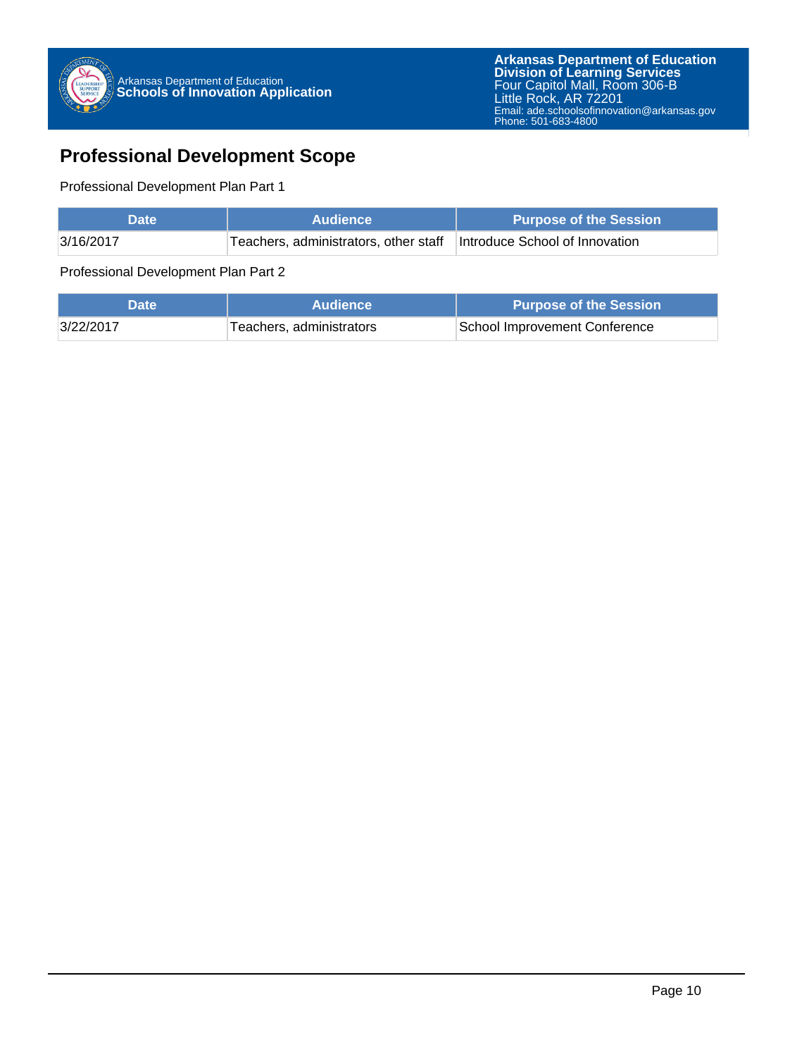## Professional Development Scope

Professional Development Plan Part 1

| Date | Audience | Purpose of the Session |
|---|---|---|
| 3/16/2017 | Teachers, administrators, other staff | Introduce School of Innovation |

Professional Development Plan Part 2

| Date | Audience | Purpose of the Session |
|---|---|---|
| 3/22/2017 | Teachers, administrators | School Improvement Conference |